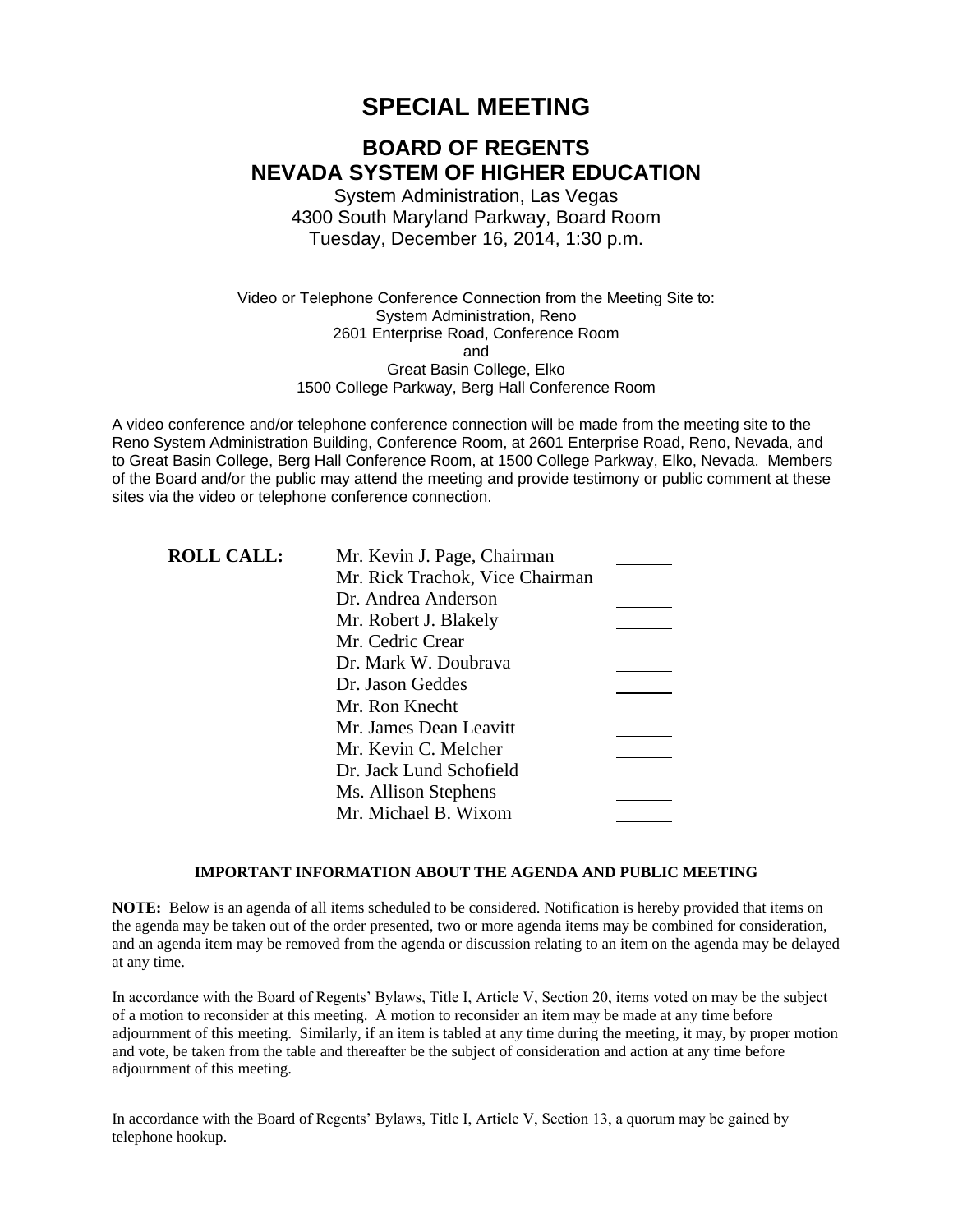# SPECIAL MEETING

## BOARD OF REGENTS
## NEVADA SYSTEM OF HIGHER EDUCATION

System Administration, Las Vegas
4300 South Maryland Parkway, Board Room
Tuesday, December 16, 2014, 1:30 p.m.

Video or Telephone Conference Connection from the Meeting Site to:
System Administration, Reno
2601 Enterprise Road, Conference Room
and
Great Basin College, Elko
1500 College Parkway, Berg Hall Conference Room

A video conference and/or telephone conference connection will be made from the meeting site to the Reno System Administration Building, Conference Room, at 2601 Enterprise Road, Reno, Nevada, and to Great Basin College, Berg Hall Conference Room, at 1500 College Parkway, Elko, Nevada. Members of the Board and/or the public may attend the meeting and provide testimony or public comment at these sites via the video or telephone conference connection.

| **ROLL CALL:** | | |
|---|---|---|
| | Mr. Kevin J. Page, Chairman | ______ |
| | Mr. Rick Trachok, Vice Chairman | ______ |
| | Dr. Andrea Anderson | ______ |
| | Mr. Robert J. Blakely | ______ |
| | Mr. Cedric Crear | ______ |
| | Dr. Mark W. Doubrava | ______ |
| | Dr. Jason Geddes | ______ |
| | Mr. Ron Knecht | ______ |
| | Mr. James Dean Leavitt | ______ |
| | Mr. Kevin C. Melcher | ______ |
| | Dr. Jack Lund Schofield | ______ |
| | Ms. Allison Stephens | ______ |
| | Mr. Michael B. Wixom | ______ |

**IMPORTANT INFORMATION ABOUT THE AGENDA AND PUBLIC MEETING**

**NOTE:** Below is an agenda of all items scheduled to be considered. Notification is hereby provided that items on the agenda may be taken out of the order presented, two or more agenda items may be combined for consideration, and an agenda item may be removed from the agenda or discussion relating to an item on the agenda may be delayed at any time.

In accordance with the Board of Regents' Bylaws, Title I, Article V, Section 20, items voted on may be the subject of a motion to reconsider at this meeting. A motion to reconsider an item may be made at any time before adjournment of this meeting. Similarly, if an item is tabled at any time during the meeting, it may, by proper motion and vote, be taken from the table and thereafter be the subject of consideration and action at any time before adjournment of this meeting.

In accordance with the Board of Regents' Bylaws, Title I, Article V, Section 13, a quorum may be gained by telephone hookup.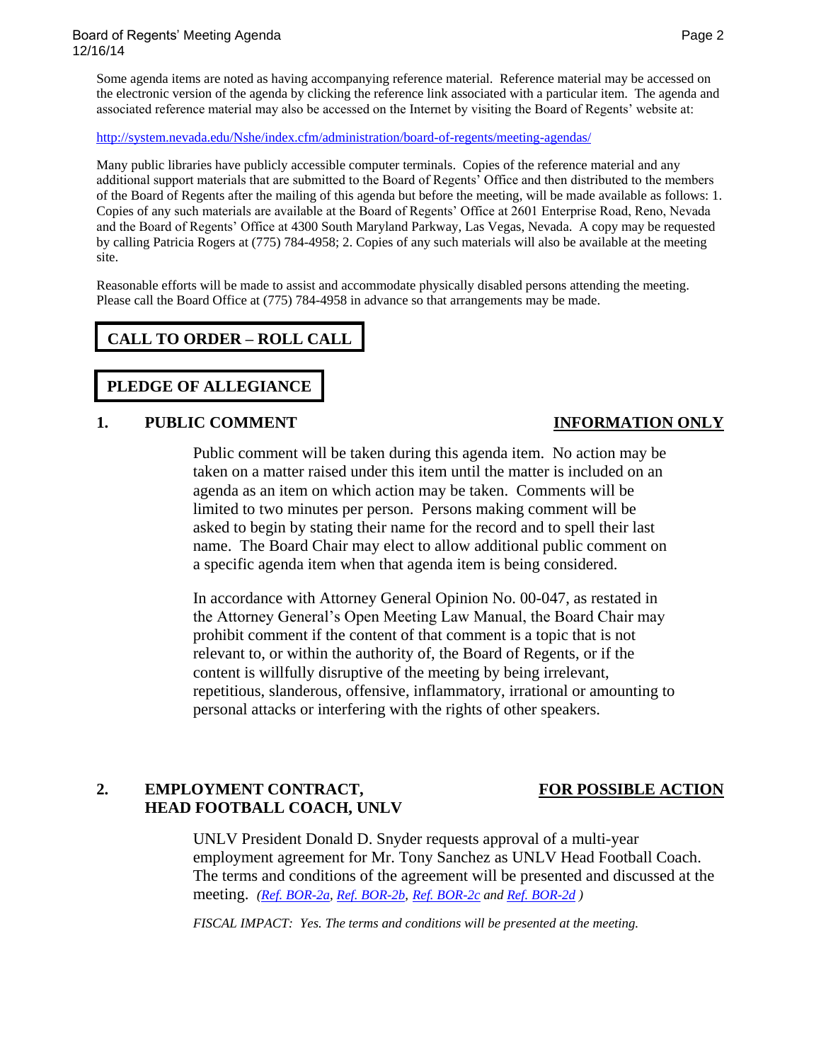Some agenda items are noted as having accompanying reference material. Reference material may be accessed on the electronic version of the agenda by clicking the reference link associated with a particular item. The agenda and associated reference material may also be accessed on the Internet by visiting the Board of Regents' website at:

http://system.nevada.edu/Nshe/index.cfm/administration/board-of-regents/meeting-agendas/

Many public libraries have publicly accessible computer terminals. Copies of the reference material and any additional support materials that are submitted to the Board of Regents' Office and then distributed to the members of the Board of Regents after the mailing of this agenda but before the meeting, will be made available as follows: 1. Copies of any such materials are available at the Board of Regents' Office at 2601 Enterprise Road, Reno, Nevada and the Board of Regents' Office at 4300 South Maryland Parkway, Las Vegas, Nevada. A copy may be requested by calling Patricia Rogers at (775) 784-4958; 2. Copies of any such materials will also be available at the meeting site.

Reasonable efforts will be made to assist and accommodate physically disabled persons attending the meeting. Please call the Board Office at (775) 784-4958 in advance so that arrangements may be made.

**CALL TO ORDER – ROLL CALL**

**PLEDGE OF ALLEGIANCE**

**1. PUBLIC COMMENT** **INFORMATION ONLY**

Public comment will be taken during this agenda item. No action may be taken on a matter raised under this item until the matter is included on an agenda as an item on which action may be taken. Comments will be limited to two minutes per person. Persons making comment will be asked to begin by stating their name for the record and to spell their last name. The Board Chair may elect to allow additional public comment on a specific agenda item when that agenda item is being considered.

In accordance with Attorney General Opinion No. 00-047, as restated in the Attorney General's Open Meeting Law Manual, the Board Chair may prohibit comment if the content of that comment is a topic that is not relevant to, or within the authority of, the Board of Regents, or if the content is willfully disruptive of the meeting by being irrelevant, repetitious, slanderous, offensive, inflammatory, irrational or amounting to personal attacks or interfering with the rights of other speakers.

**2. EMPLOYMENT CONTRACT, HEAD FOOTBALL COACH, UNLV** **FOR POSSIBLE ACTION**

UNLV President Donald D. Snyder requests approval of a multi-year employment agreement for Mr. Tony Sanchez as UNLV Head Football Coach. The terms and conditions of the agreement will be presented and discussed at the meeting. *(Ref. BOR-2a, Ref. BOR-2b, Ref. BOR-2c and Ref. BOR-2d )*

*FISCAL IMPACT: Yes. The terms and conditions will be presented at the meeting.*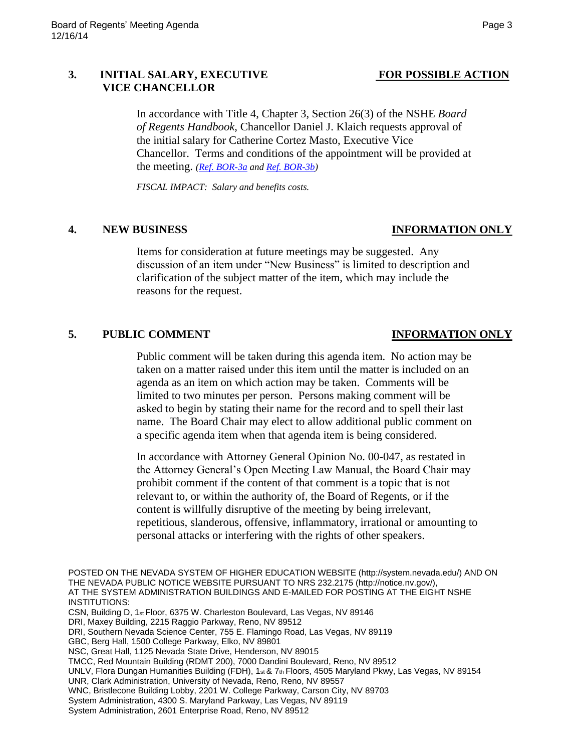### 3. INITIAL SALARY, EXECUTIVE VICE CHANCELLOR — FOR POSSIBLE ACTION

In accordance with Title 4, Chapter 3, Section 26(3) of the NSHE *Board of Regents Handbook*, Chancellor Daniel J. Klaich requests approval of the initial salary for Catherine Cortez Masto, Executive Vice Chancellor. Terms and conditions of the appointment will be provided at the meeting. *(Ref. BOR-3a and Ref. BOR-3b)*

*FISCAL IMPACT: Salary and benefits costs.*

### 4. NEW BUSINESS — INFORMATION ONLY

Items for consideration at future meetings may be suggested. Any discussion of an item under "New Business" is limited to description and clarification of the subject matter of the item, which may include the reasons for the request.

### 5. PUBLIC COMMENT — INFORMATION ONLY

Public comment will be taken during this agenda item. No action may be taken on a matter raised under this item until the matter is included on an agenda as an item on which action may be taken. Comments will be limited to two minutes per person. Persons making comment will be asked to begin by stating their name for the record and to spell their last name. The Board Chair may elect to allow additional public comment on a specific agenda item when that agenda item is being considered.

In accordance with Attorney General Opinion No. 00-047, as restated in the Attorney General's Open Meeting Law Manual, the Board Chair may prohibit comment if the content of that comment is a topic that is not relevant to, or within the authority of, the Board of Regents, or if the content is willfully disruptive of the meeting by being irrelevant, repetitious, slanderous, offensive, inflammatory, irrational or amounting to personal attacks or interfering with the rights of other speakers.

POSTED ON THE NEVADA SYSTEM OF HIGHER EDUCATION WEBSITE (http://system.nevada.edu/) AND ON THE NEVADA PUBLIC NOTICE WEBSITE PURSUANT TO NRS 232.2175 (http://notice.nv.gov/), AT THE SYSTEM ADMINISTRATION BUILDINGS AND E-MAILED FOR POSTING AT THE EIGHT NSHE INSTITUTIONS:

CSN, Building D, 1st Floor, 6375 W. Charleston Boulevard, Las Vegas, NV 89146
DRI, Maxey Building, 2215 Raggio Parkway, Reno, NV 89512
DRI, Southern Nevada Science Center, 755 E. Flamingo Road, Las Vegas, NV 89119
GBC, Berg Hall, 1500 College Parkway, Elko, NV 89801
NSC, Great Hall, 1125 Nevada State Drive, Henderson, NV 89015
TMCC, Red Mountain Building (RDMT 200), 7000 Dandini Boulevard, Reno, NV 89512
UNLV, Flora Dungan Humanities Building (FDH), 1st & 7th Floors, 4505 Maryland Pkwy, Las Vegas, NV 89154
UNR, Clark Administration, University of Nevada, Reno, Reno, NV 89557
WNC, Bristlecone Building Lobby, 2201 W. College Parkway, Carson City, NV 89703
System Administration, 4300 S. Maryland Parkway, Las Vegas, NV 89119
System Administration, 2601 Enterprise Road, Reno, NV 89512